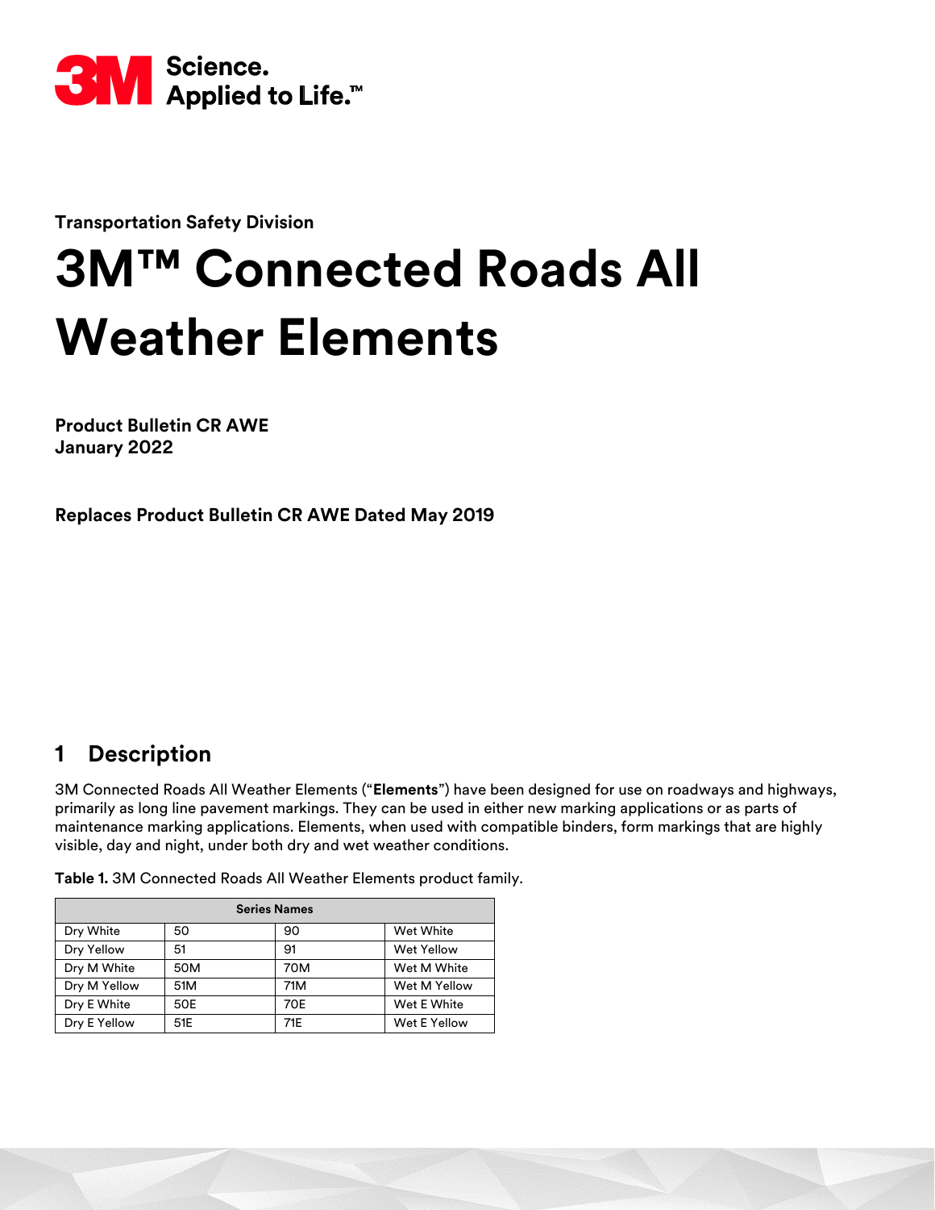3M Science. Applied to Life.™

**Transportation Safety Division**

# 3M™ Connected Roads All Weather Elements

**Product Bulletin CR AWE**
**January 2022**

**Replaces Product Bulletin CR AWE Dated May 2019**

## 1 Description

3M Connected Roads All Weather Elements ("**Elements**") have been designed for use on roadways and highways, primarily as long line pavement markings. They can be used in either new marking applications or as parts of maintenance marking applications. Elements, when used with compatible binders, form markings that are highly visible, day and night, under both dry and wet weather conditions.

**Table 1.** 3M Connected Roads All Weather Elements product family.

| Series Names | | | |
|---|---|---|---|
| Dry White | 50 | 90 | Wet White |
| Dry Yellow | 51 | 91 | Wet Yellow |
| Dry M White | 50M | 70M | Wet M White |
| Dry M Yellow | 51M | 71M | Wet M Yellow |
| Dry E White | 50E | 70E | Wet E White |
| Dry E Yellow | 51E | 71E | Wet E Yellow |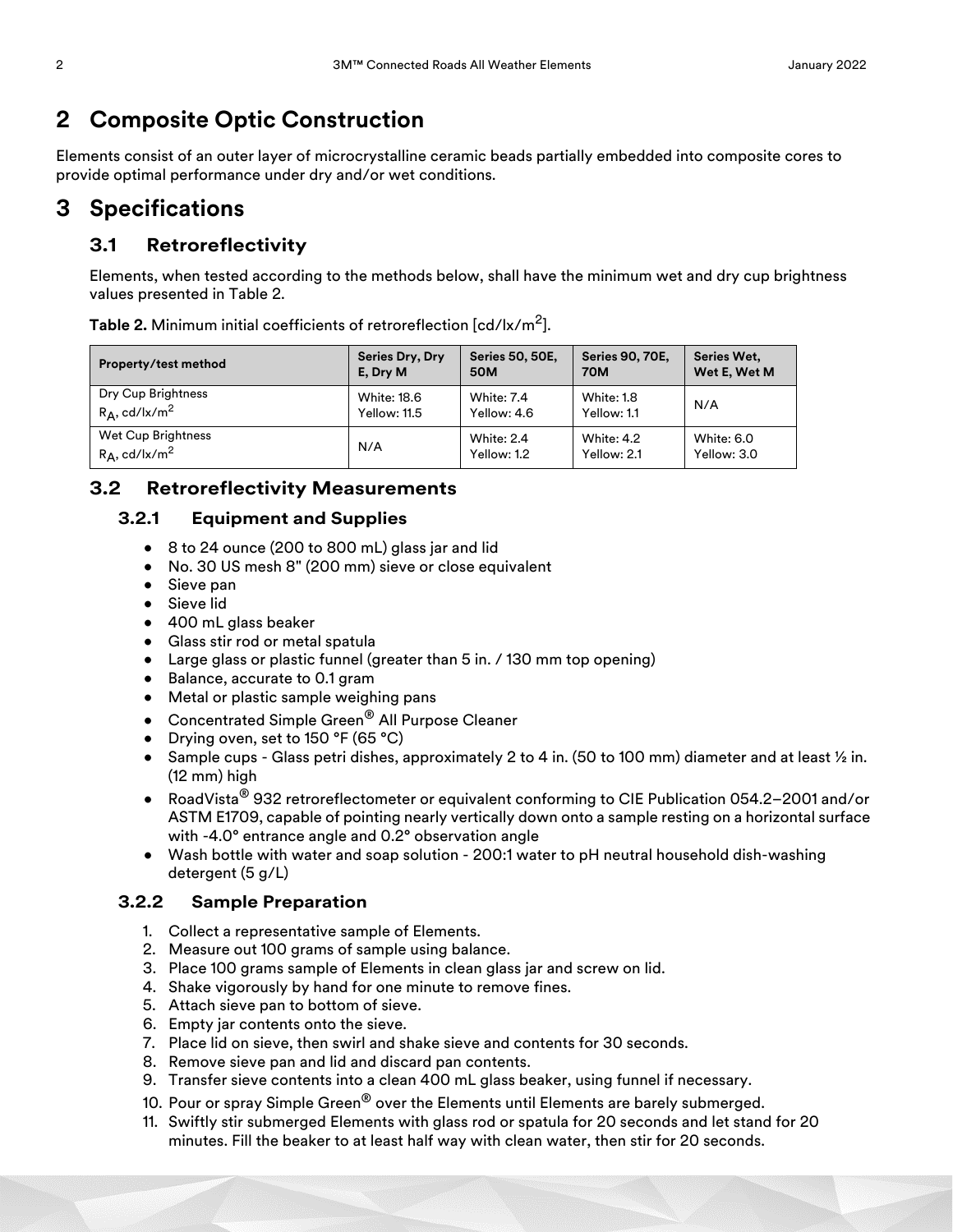# 2 Composite Optic Construction

Elements consist of an outer layer of microcrystalline ceramic beads partially embedded into composite cores to provide optimal performance under dry and/or wet conditions.

# 3 Specifications

## 3.1 Retroreflectivity

Elements, when tested according to the methods below, shall have the minimum wet and dry cup brightness values presented in Table 2.

**Table 2.** Minimum initial coefficients of retroreflection [cd/lx/m$^2$].

| Property/test method | Series Dry, Dry E, Dry M | Series 50, 50E, 50M | Series 90, 70E, 70M | Series Wet, Wet E, Wet M |
|---|---|---|---|---|
| Dry Cup Brightness $R_A$, cd/lx/m$^2$ | White: 18.6 Yellow: 11.5 | White: 7.4 Yellow: 4.6 | White: 1.8 Yellow: 1.1 | N/A |
| Wet Cup Brightness $R_A$, cd/lx/m$^2$ | N/A | White: 2.4 Yellow: 1.2 | White: 4.2 Yellow: 2.1 | White: 6.0 Yellow: 3.0 |

## 3.2 Retroreflectivity Measurements

### 3.2.1 Equipment and Supplies

- 8 to 24 ounce (200 to 800 mL) glass jar and lid
- No. 30 US mesh 8" (200 mm) sieve or close equivalent
- Sieve pan
- Sieve lid
- 400 mL glass beaker
- Glass stir rod or metal spatula
- Large glass or plastic funnel (greater than 5 in. / 130 mm top opening)
- Balance, accurate to 0.1 gram
- Metal or plastic sample weighing pans
- Concentrated Simple Green® All Purpose Cleaner
- Drying oven, set to 150 °F (65 °C)
- Sample cups - Glass petri dishes, approximately 2 to 4 in. (50 to 100 mm) diameter and at least ½ in. (12 mm) high
- RoadVista® 932 retroreflectometer or equivalent conforming to CIE Publication 054.2–2001 and/or ASTM E1709, capable of pointing nearly vertically down onto a sample resting on a horizontal surface with -4.0° entrance angle and 0.2° observation angle
- Wash bottle with water and soap solution - 200:1 water to pH neutral household dish-washing detergent (5 g/L)

### 3.2.2 Sample Preparation

1. Collect a representative sample of Elements.
2. Measure out 100 grams of sample using balance.
3. Place 100 grams sample of Elements in clean glass jar and screw on lid.
4. Shake vigorously by hand for one minute to remove fines.
5. Attach sieve pan to bottom of sieve.
6. Empty jar contents onto the sieve.
7. Place lid on sieve, then swirl and shake sieve and contents for 30 seconds.
8. Remove sieve pan and lid and discard pan contents.
9. Transfer sieve contents into a clean 400 mL glass beaker, using funnel if necessary.
10. Pour or spray Simple Green® over the Elements until Elements are barely submerged.
11. Swiftly stir submerged Elements with glass rod or spatula for 20 seconds and let stand for 20 minutes. Fill the beaker to at least half way with clean water, then stir for 20 seconds.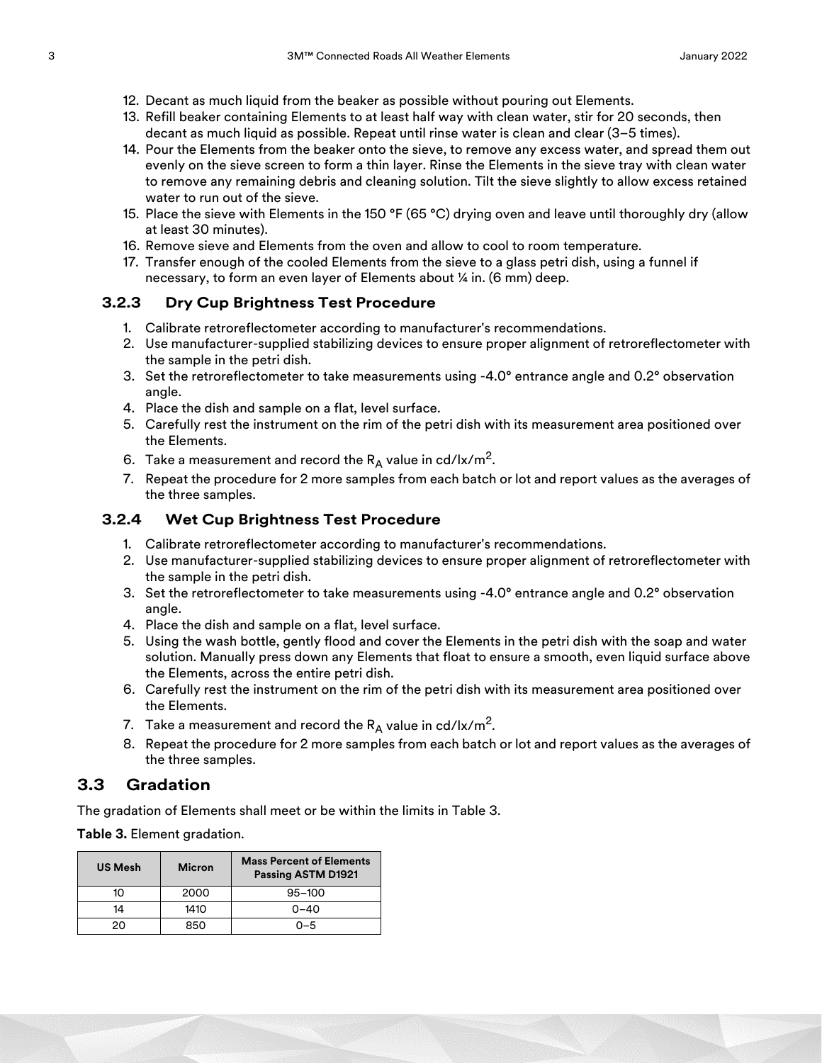12. Decant as much liquid from the beaker as possible without pouring out Elements.
13. Refill beaker containing Elements to at least half way with clean water, stir for 20 seconds, then decant as much liquid as possible. Repeat until rinse water is clean and clear (3–5 times).
14. Pour the Elements from the beaker onto the sieve, to remove any excess water, and spread them out evenly on the sieve screen to form a thin layer. Rinse the Elements in the sieve tray with clean water to remove any remaining debris and cleaning solution. Tilt the sieve slightly to allow excess retained water to run out of the sieve.
15. Place the sieve with Elements in the 150 °F (65 °C) drying oven and leave until thoroughly dry (allow at least 30 minutes).
16. Remove sieve and Elements from the oven and allow to cool to room temperature.
17. Transfer enough of the cooled Elements from the sieve to a glass petri dish, using a funnel if necessary, to form an even layer of Elements about ¼ in. (6 mm) deep.

### 3.2.3 Dry Cup Brightness Test Procedure

1. Calibrate retroreflectometer according to manufacturer's recommendations.
2. Use manufacturer-supplied stabilizing devices to ensure proper alignment of retroreflectometer with the sample in the petri dish.
3. Set the retroreflectometer to take measurements using -4.0° entrance angle and 0.2° observation angle.
4. Place the dish and sample on a flat, level surface.
5. Carefully rest the instrument on the rim of the petri dish with its measurement area positioned over the Elements.
6. Take a measurement and record the $R_A$ value in cd/lx/m$^2$.
7. Repeat the procedure for 2 more samples from each batch or lot and report values as the averages of the three samples.

### 3.2.4 Wet Cup Brightness Test Procedure

1. Calibrate retroreflectometer according to manufacturer's recommendations.
2. Use manufacturer-supplied stabilizing devices to ensure proper alignment of retroreflectometer with the sample in the petri dish.
3. Set the retroreflectometer to take measurements using -4.0° entrance angle and 0.2° observation angle.
4. Place the dish and sample on a flat, level surface.
5. Using the wash bottle, gently flood and cover the Elements in the petri dish with the soap and water solution. Manually press down any Elements that float to ensure a smooth, even liquid surface above the Elements, across the entire petri dish.
6. Carefully rest the instrument on the rim of the petri dish with its measurement area positioned over the Elements.
7. Take a measurement and record the $R_A$ value in cd/lx/m$^2$.
8. Repeat the procedure for 2 more samples from each batch or lot and report values as the averages of the three samples.

## 3.3 Gradation

The gradation of Elements shall meet or be within the limits in Table 3.

**Table 3.** Element gradation.

| US Mesh | Micron | Mass Percent of Elements Passing ASTM D1921 |
|---|---|---|
| 10 | 2000 | 95–100 |
| 14 | 1410 | 0–40 |
| 20 | 850 | 0–5 |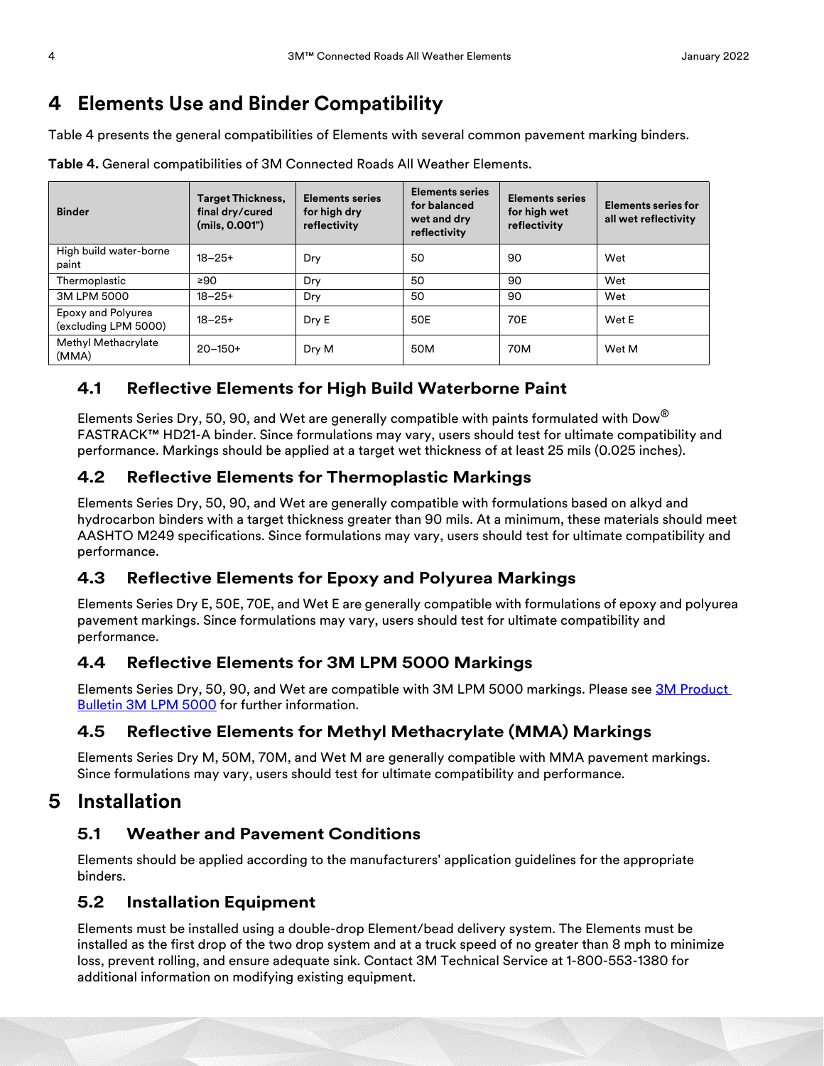# 4 Elements Use and Binder Compatibility

Table 4 presents the general compatibilities of Elements with several common pavement marking binders.

**Table 4.** General compatibilities of 3M Connected Roads All Weather Elements.

| Binder | Target Thickness, final dry/cured (mils, 0.001") | Elements series for high dry reflectivity | Elements series for balanced wet and dry reflectivity | Elements series for high wet reflectivity | Elements series for all wet reflectivity |
|---|---|---|---|---|---|
| High build water-borne paint | 18–25+ | Dry | 50 | 90 | Wet |
| Thermoplastic | ≥90 | Dry | 50 | 90 | Wet |
| 3M LPM 5000 | 18–25+ | Dry | 50 | 90 | Wet |
| Epoxy and Polyurea (excluding LPM 5000) | 18–25+ | Dry E | 50E | 70E | Wet E |
| Methyl Methacrylate (MMA) | 20–150+ | Dry M | 50M | 70M | Wet M |

## 4.1 Reflective Elements for High Build Waterborne Paint

Elements Series Dry, 50, 90, and Wet are generally compatible with paints formulated with Dow® FASTRACK™ HD21-A binder. Since formulations may vary, users should test for ultimate compatibility and performance. Markings should be applied at a target wet thickness of at least 25 mils (0.025 inches).

## 4.2 Reflective Elements for Thermoplastic Markings

Elements Series Dry, 50, 90, and Wet are generally compatible with formulations based on alkyd and hydrocarbon binders with a target thickness greater than 90 mils. At a minimum, these materials should meet AASHTO M249 specifications. Since formulations may vary, users should test for ultimate compatibility and performance.

## 4.3 Reflective Elements for Epoxy and Polyurea Markings

Elements Series Dry E, 50E, 70E, and Wet E are generally compatible with formulations of epoxy and polyurea pavement markings. Since formulations may vary, users should test for ultimate compatibility and performance.

## 4.4 Reflective Elements for 3M LPM 5000 Markings

Elements Series Dry, 50, 90, and Wet are compatible with 3M LPM 5000 markings. Please see 3M Product Bulletin 3M LPM 5000 for further information.

## 4.5 Reflective Elements for Methyl Methacrylate (MMA) Markings

Elements Series Dry M, 50M, 70M, and Wet M are generally compatible with MMA pavement markings. Since formulations may vary, users should test for ultimate compatibility and performance.

# 5 Installation

## 5.1 Weather and Pavement Conditions

Elements should be applied according to the manufacturers' application guidelines for the appropriate binders.

## 5.2 Installation Equipment

Elements must be installed using a double-drop Element/bead delivery system. The Elements must be installed as the first drop of the two drop system and at a truck speed of no greater than 8 mph to minimize loss, prevent rolling, and ensure adequate sink. Contact 3M Technical Service at 1-800-553-1380 for additional information on modifying existing equipment.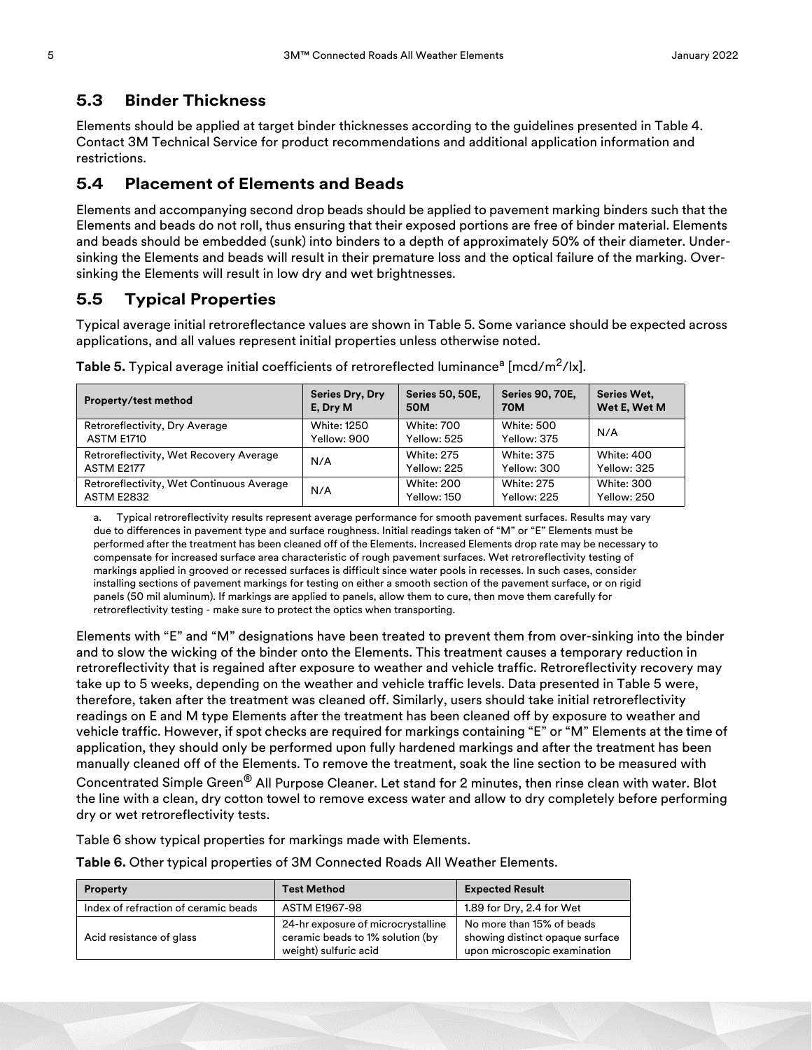## 5.3 Binder Thickness

Elements should be applied at target binder thicknesses according to the guidelines presented in Table 4. Contact 3M Technical Service for product recommendations and additional application information and restrictions.

## 5.4 Placement of Elements and Beads

Elements and accompanying second drop beads should be applied to pavement marking binders such that the Elements and beads do not roll, thus ensuring that their exposed portions are free of binder material. Elements and beads should be embedded (sunk) into binders to a depth of approximately 50% of their diameter. Under-sinking the Elements and beads will result in their premature loss and the optical failure of the marking. Over-sinking the Elements will result in low dry and wet brightnesses.

## 5.5 Typical Properties

Typical average initial retroreflectance values are shown in Table 5. Some variance should be expected across applications, and all values represent initial properties unless otherwise noted.

**Table 5.** Typical average initial coefficients of retroreflected luminance[a] [mcd/$m^2$/lx].

| Property/test method | Series Dry, Dry E, Dry M | Series 50, 50E, 50M | Series 90, 70E, 70M | Series Wet, Wet E, Wet M |
|---|---|---|---|---|
| Retroreflectivity, Dry Average ASTM E1710 | White: 1250 Yellow: 900 | White: 700 Yellow: 525 | White: 500 Yellow: 375 | N/A |
| Retroreflectivity, Wet Recovery Average ASTM E2177 | N/A | White: 275 Yellow: 225 | White: 375 Yellow: 300 | White: 400 Yellow: 325 |
| Retroreflectivity, Wet Continuous Average ASTM E2832 | N/A | White: 200 Yellow: 150 | White: 275 Yellow: 225 | White: 300 Yellow: 250 |

a. Typical retroreflectivity results represent average performance for smooth pavement surfaces. Results may vary due to differences in pavement type and surface roughness. Initial readings taken of "M" or "E" Elements must be performed after the treatment has been cleaned off of the Elements. Increased Elements drop rate may be necessary to compensate for increased surface area characteristic of rough pavement surfaces. Wet retroreflectivity testing of markings applied in grooved or recessed surfaces is difficult since water pools in recesses. In such cases, consider installing sections of pavement markings for testing on either a smooth section of the pavement surface, or on rigid panels (50 mil aluminum). If markings are applied to panels, allow them to cure, then move them carefully for retroreflectivity testing - make sure to protect the optics when transporting.

Elements with "E" and "M" designations have been treated to prevent them from over-sinking into the binder and to slow the wicking of the binder onto the Elements. This treatment causes a temporary reduction in retroreflectivity that is regained after exposure to weather and vehicle traffic. Retroreflectivity recovery may take up to 5 weeks, depending on the weather and vehicle traffic levels. Data presented in Table 5 were, therefore, taken after the treatment was cleaned off. Similarly, users should take initial retroreflectivity readings on E and M type Elements after the treatment has been cleaned off by exposure to weather and vehicle traffic. However, if spot checks are required for markings containing "E" or "M" Elements at the time of application, they should only be performed upon fully hardened markings and after the treatment has been manually cleaned off of the Elements. To remove the treatment, soak the line section to be measured with Concentrated Simple Green® All Purpose Cleaner. Let stand for 2 minutes, then rinse clean with water. Blot the line with a clean, dry cotton towel to remove excess water and allow to dry completely before performing dry or wet retroreflectivity tests.

Table 6 show typical properties for markings made with Elements.

**Table 6.** Other typical properties of 3M Connected Roads All Weather Elements.

| Property | Test Method | Expected Result |
|---|---|---|
| Index of refraction of ceramic beads | ASTM E1967-98 | 1.89 for Dry, 2.4 for Wet |
| Acid resistance of glass | 24-hr exposure of microcrystalline ceramic beads to 1% solution (by weight) sulfuric acid | No more than 15% of beads showing distinct opaque surface upon microscopic examination |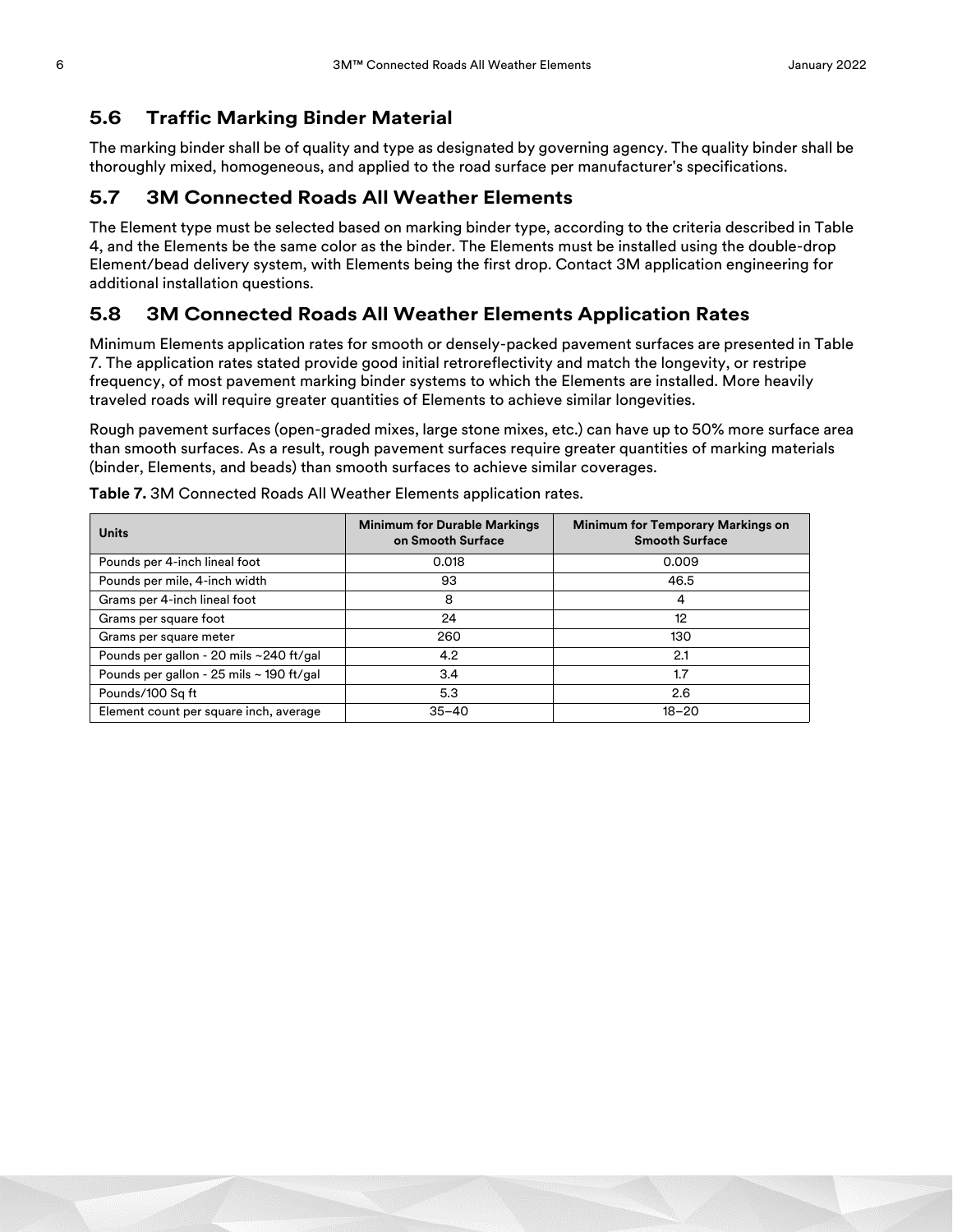## 5.6 Traffic Marking Binder Material

The marking binder shall be of quality and type as designated by governing agency. The quality binder shall be thoroughly mixed, homogeneous, and applied to the road surface per manufacturer's specifications.

## 5.7 3M Connected Roads All Weather Elements

The Element type must be selected based on marking binder type, according to the criteria described in Table 4, and the Elements be the same color as the binder. The Elements must be installed using the double-drop Element/bead delivery system, with Elements being the first drop. Contact 3M application engineering for additional installation questions.

## 5.8 3M Connected Roads All Weather Elements Application Rates

Minimum Elements application rates for smooth or densely-packed pavement surfaces are presented in Table 7. The application rates stated provide good initial retroreflectivity and match the longevity, or restripe frequency, of most pavement marking binder systems to which the Elements are installed. More heavily traveled roads will require greater quantities of Elements to achieve similar longevities.

Rough pavement surfaces (open-graded mixes, large stone mixes, etc.) can have up to 50% more surface area than smooth surfaces. As a result, rough pavement surfaces require greater quantities of marking materials (binder, Elements, and beads) than smooth surfaces to achieve similar coverages.

**Table 7.** 3M Connected Roads All Weather Elements application rates.

| Units | Minimum for Durable Markings on Smooth Surface | Minimum for Temporary Markings on Smooth Surface |
|---|---|---|
| Pounds per 4-inch lineal foot | 0.018 | 0.009 |
| Pounds per mile, 4-inch width | 93 | 46.5 |
| Grams per 4-inch lineal foot | 8 | 4 |
| Grams per square foot | 24 | 12 |
| Grams per square meter | 260 | 130 |
| Pounds per gallon - 20 mils ~240 ft/gal | 4.2 | 2.1 |
| Pounds per gallon - 25 mils ~ 190 ft/gal | 3.4 | 1.7 |
| Pounds/100 Sq ft | 5.3 | 2.6 |
| Element count per square inch, average | 35–40 | 18–20 |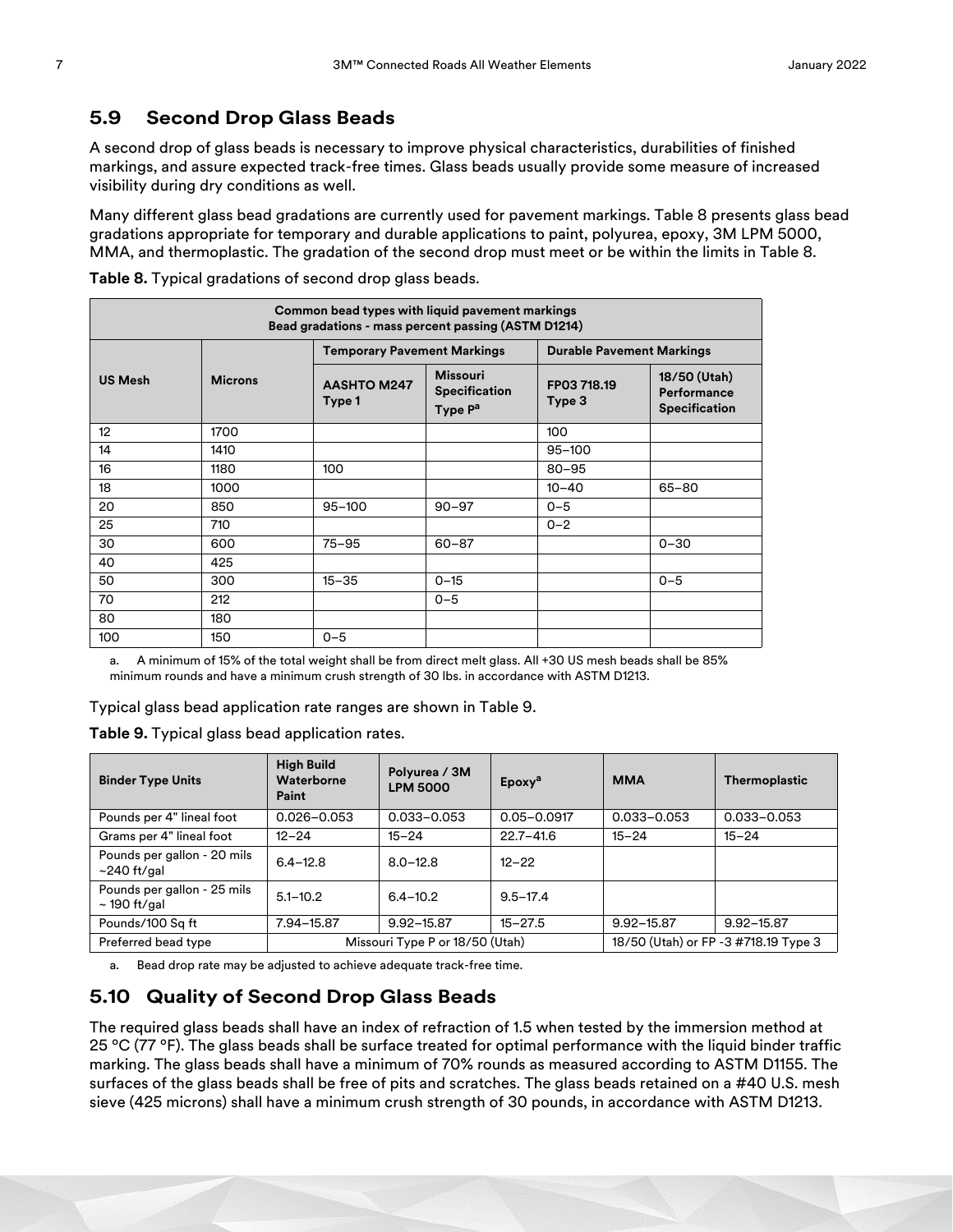## 5.9 Second Drop Glass Beads

A second drop of glass beads is necessary to improve physical characteristics, durabilities of finished markings, and assure expected track-free times. Glass beads usually provide some measure of increased visibility during dry conditions as well.

Many different glass bead gradations are currently used for pavement markings. Table 8 presents glass bead gradations appropriate for temporary and durable applications to paint, polyurea, epoxy, 3M LPM 5000, MMA, and thermoplastic. The gradation of the second drop must meet or be within the limits in Table 8.

**Table 8.** Typical gradations of second drop glass beads.

| Common bead types with liquid pavement markings<br>Bead gradations - mass percent passing (ASTM D1214) | | | | | |
|---|---|---|---|---|---|
| | | Temporary Pavement Markings | | Durable Pavement Markings | |
| US Mesh | Microns | AASHTO M247 Type 1 | Missouri Specification Type P[a] | FP03 718.19 Type 3 | 18/50 (Utah) Performance Specification |
| 12 | 1700 | | | 100 | |
| 14 | 1410 | | | 95–100 | |
| 16 | 1180 | 100 | | 80–95 | |
| 18 | 1000 | | | 10–40 | 65–80 |
| 20 | 850 | 95–100 | 90–97 | 0–5 | |
| 25 | 710 | | | 0–2 | |
| 30 | 600 | 75–95 | 60–87 | | 0–30 |
| 40 | 425 | | | | |
| 50 | 300 | 15–35 | 0–15 | | 0–5 |
| 70 | 212 | | 0–5 | | |
| 80 | 180 | | | | |
| 100 | 150 | 0–5 | | | |

a. A minimum of 15% of the total weight shall be from direct melt glass. All +30 US mesh beads shall be 85% minimum rounds and have a minimum crush strength of 30 lbs. in accordance with ASTM D1213.

Typical glass bead application rate ranges are shown in Table 9.

**Table 9.** Typical glass bead application rates.

| Binder Type Units | High Build Waterborne Paint | Polyurea / 3M LPM 5000 | Epoxy[a] | MMA | Thermoplastic |
|---|---|---|---|---|---|
| Pounds per 4" lineal foot | 0.026–0.053 | 0.033–0.053 | 0.05–0.0917 | 0.033–0.053 | 0.033–0.053 |
| Grams per 4" lineal foot | 12–24 | 15–24 | 22.7–41.6 | 15–24 | 15–24 |
| Pounds per gallon - 20 mils ~240 ft/gal | 6.4–12.8 | 8.0–12.8 | 12–22 | | |
| Pounds per gallon - 25 mils ~ 190 ft/gal | 5.1–10.2 | 6.4–10.2 | 9.5–17.4 | | |
| Pounds/100 Sq ft | 7.94–15.87 | 9.92–15.87 | 15–27.5 | 9.92–15.87 | 9.92–15.87 |
| Preferred bead type | Missouri Type P or 18/50 (Utah) | | | 18/50 (Utah) or FP -3 #718.19 Type 3 | |

a. Bead drop rate may be adjusted to achieve adequate track-free time.

## 5.10 Quality of Second Drop Glass Beads

The required glass beads shall have an index of refraction of 1.5 when tested by the immersion method at 25 °C (77 °F). The glass beads shall be surface treated for optimal performance with the liquid binder traffic marking. The glass beads shall have a minimum of 70% rounds as measured according to ASTM D1155. The surfaces of the glass beads shall be free of pits and scratches. The glass beads retained on a #40 U.S. mesh sieve (425 microns) shall have a minimum crush strength of 30 pounds, in accordance with ASTM D1213.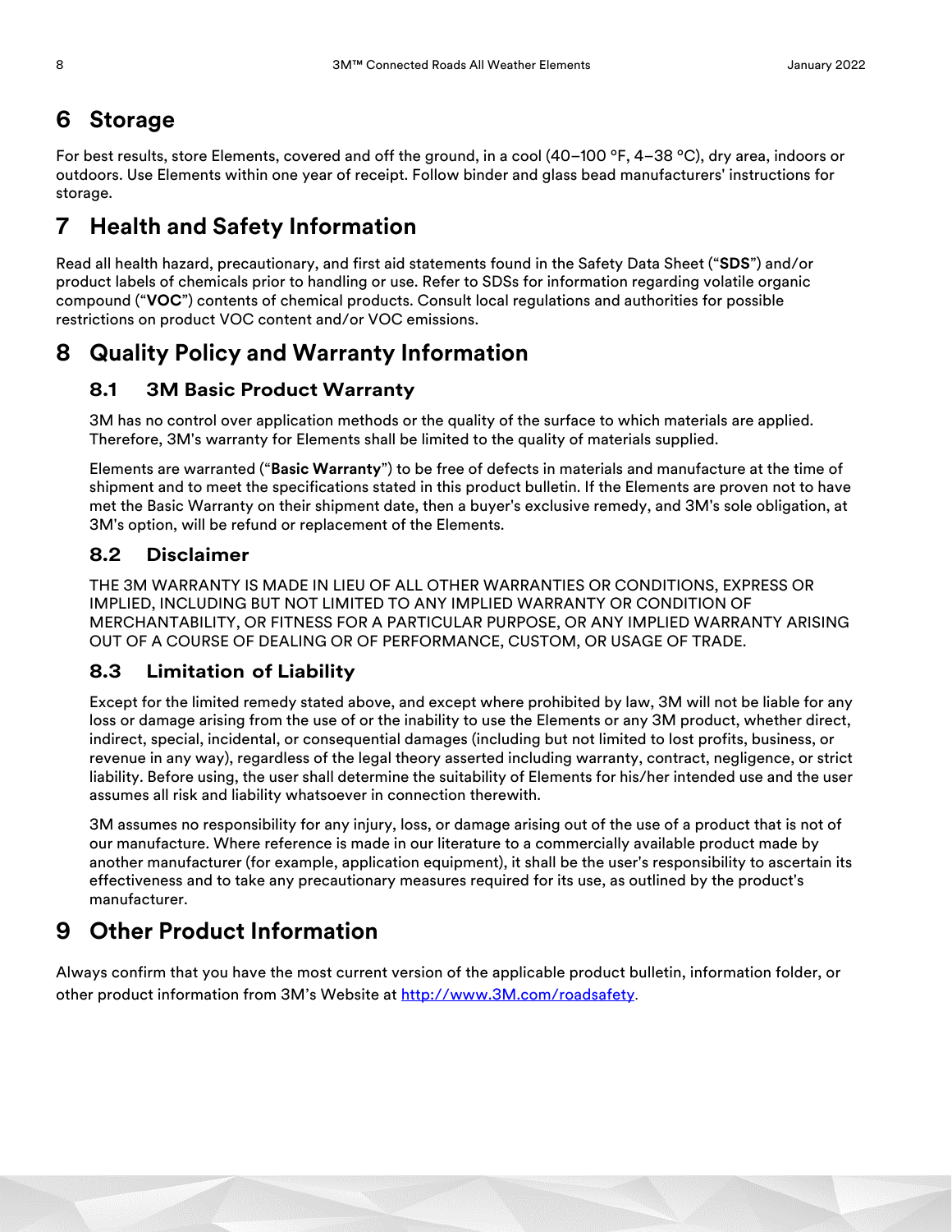# 6 Storage

For best results, store Elements, covered and off the ground, in a cool (40–100 °F, 4–38 °C), dry area, indoors or outdoors. Use Elements within one year of receipt. Follow binder and glass bead manufacturers' instructions for storage.

# 7 Health and Safety Information

Read all health hazard, precautionary, and first aid statements found in the Safety Data Sheet ("**SDS**") and/or product labels of chemicals prior to handling or use. Refer to SDSs for information regarding volatile organic compound ("**VOC**") contents of chemical products. Consult local regulations and authorities for possible restrictions on product VOC content and/or VOC emissions.

# 8 Quality Policy and Warranty Information

## 8.1 3M Basic Product Warranty

3M has no control over application methods or the quality of the surface to which materials are applied. Therefore, 3M's warranty for Elements shall be limited to the quality of materials supplied.

Elements are warranted ("**Basic Warranty**") to be free of defects in materials and manufacture at the time of shipment and to meet the specifications stated in this product bulletin. If the Elements are proven not to have met the Basic Warranty on their shipment date, then a buyer's exclusive remedy, and 3M's sole obligation, at 3M's option, will be refund or replacement of the Elements.

## 8.2 Disclaimer

THE 3M WARRANTY IS MADE IN LIEU OF ALL OTHER WARRANTIES OR CONDITIONS, EXPRESS OR IMPLIED, INCLUDING BUT NOT LIMITED TO ANY IMPLIED WARRANTY OR CONDITION OF MERCHANTABILITY, OR FITNESS FOR A PARTICULAR PURPOSE, OR ANY IMPLIED WARRANTY ARISING OUT OF A COURSE OF DEALING OR OF PERFORMANCE, CUSTOM, OR USAGE OF TRADE.

## 8.3 Limitation of Liability

Except for the limited remedy stated above, and except where prohibited by law, 3M will not be liable for any loss or damage arising from the use of or the inability to use the Elements or any 3M product, whether direct, indirect, special, incidental, or consequential damages (including but not limited to lost profits, business, or revenue in any way), regardless of the legal theory asserted including warranty, contract, negligence, or strict liability. Before using, the user shall determine the suitability of Elements for his/her intended use and the user assumes all risk and liability whatsoever in connection therewith.

3M assumes no responsibility for any injury, loss, or damage arising out of the use of a product that is not of our manufacture. Where reference is made in our literature to a commercially available product made by another manufacturer (for example, application equipment), it shall be the user's responsibility to ascertain its effectiveness and to take any precautionary measures required for its use, as outlined by the product's manufacturer.

# 9 Other Product Information

Always confirm that you have the most current version of the applicable product bulletin, information folder, or other product information from 3M's Website at http://www.3M.com/roadsafety.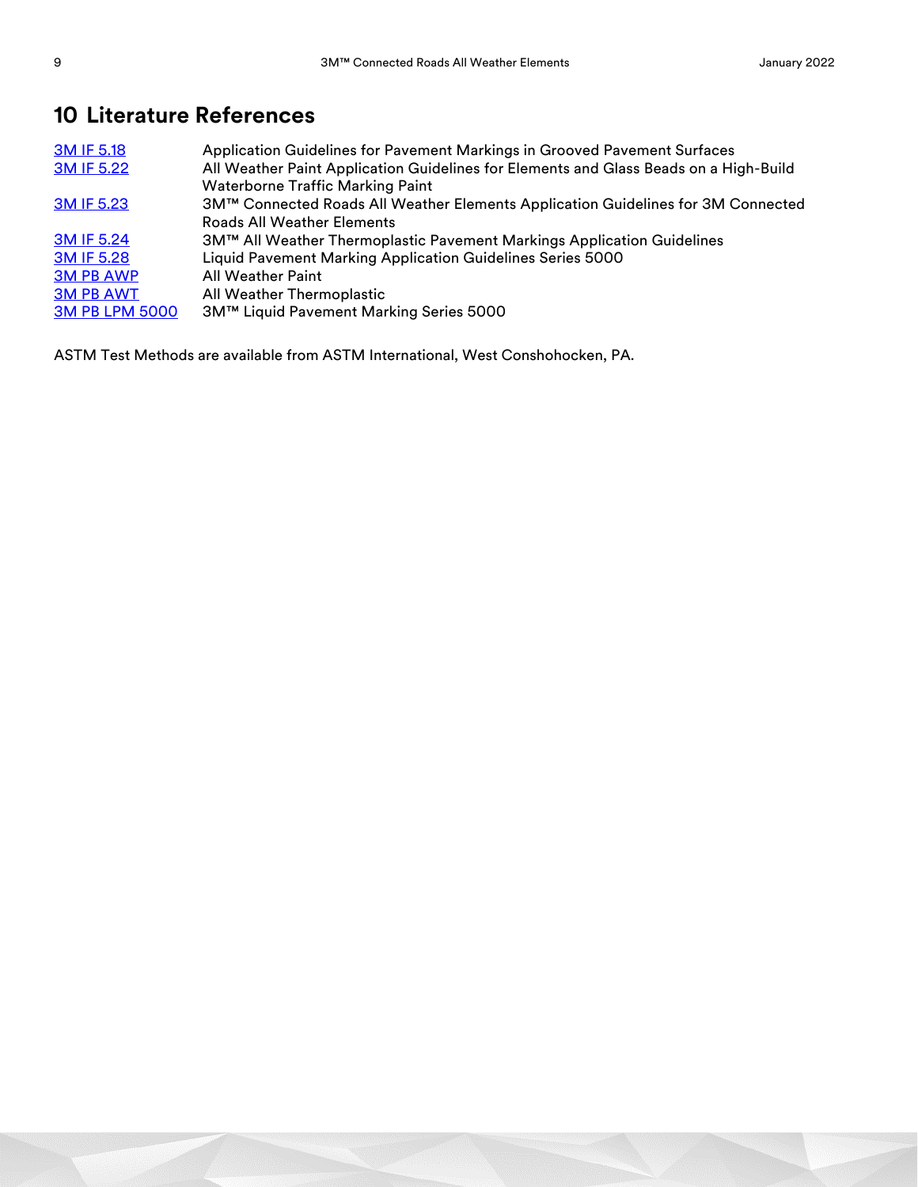## 10 Literature References

| | |
|---|---|
| 3M IF 5.18 | Application Guidelines for Pavement Markings in Grooved Pavement Surfaces |
| 3M IF 5.22 | All Weather Paint Application Guidelines for Elements and Glass Beads on a High-Build Waterborne Traffic Marking Paint |
| 3M IF 5.23 | 3M™ Connected Roads All Weather Elements Application Guidelines for 3M Connected Roads All Weather Elements |
| 3M IF 5.24 | 3M™ All Weather Thermoplastic Pavement Markings Application Guidelines |
| 3M IF 5.28 | Liquid Pavement Marking Application Guidelines Series 5000 |
| 3M PB AWP | All Weather Paint |
| 3M PB AWT | All Weather Thermoplastic |
| 3M PB LPM 5000 | 3M™ Liquid Pavement Marking Series 5000 |

ASTM Test Methods are available from ASTM International, West Conshohocken, PA.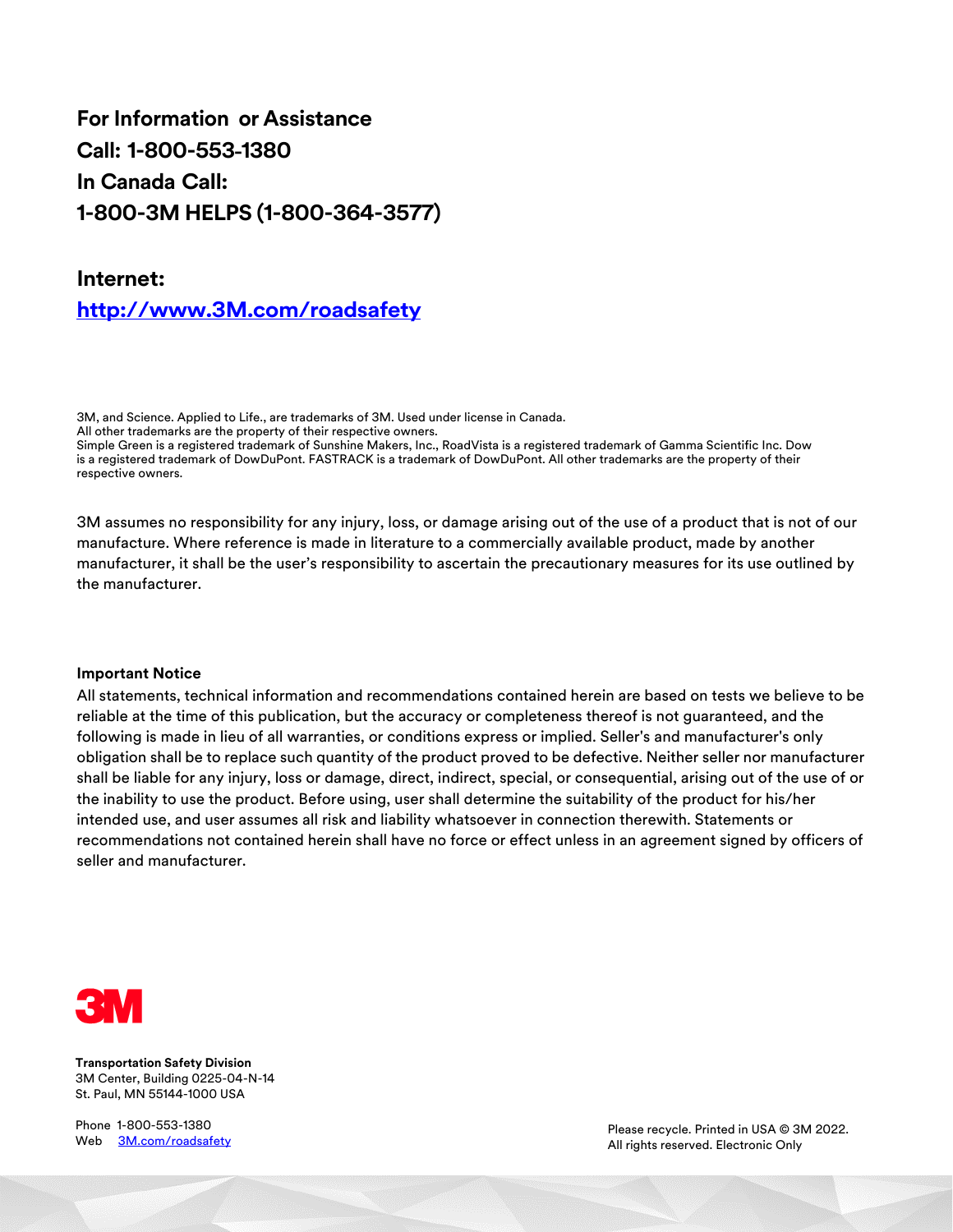**For Information or Assistance**
**Call: 1-800-553-1380**
**In Canada Call:**
**1-800-3M HELPS (1-800-364-3577)**

**Internet:**
**http://www.3M.com/roadsafety**

3M, and Science. Applied to Life., are trademarks of 3M. Used under license in Canada.
All other trademarks are the property of their respective owners.
Simple Green is a registered trademark of Sunshine Makers, Inc., RoadVista is a registered trademark of Gamma Scientific Inc. Dow is a registered trademark of DowDuPont. FASTRACK is a trademark of DowDuPont. All other trademarks are the property of their respective owners.

3M assumes no responsibility for any injury, loss, or damage arising out of the use of a product that is not of our manufacture. Where reference is made in literature to a commercially available product, made by another manufacturer, it shall be the user's responsibility to ascertain the precautionary measures for its use outlined by the manufacturer.

**Important Notice**
All statements, technical information and recommendations contained herein are based on tests we believe to be reliable at the time of this publication, but the accuracy or completeness thereof is not guaranteed, and the following is made in lieu of all warranties, or conditions express or implied. Seller's and manufacturer's only obligation shall be to replace such quantity of the product proved to be defective. Neither seller nor manufacturer shall be liable for any injury, loss or damage, direct, indirect, special, or consequential, arising out of the use of or the inability to use the product. Before using, user shall determine the suitability of the product for his/her intended use, and user assumes all risk and liability whatsoever in connection therewith. Statements or recommendations not contained herein shall have no force or effect unless in an agreement signed by officers of seller and manufacturer.

3M

**Transportation Safety Division**
3M Center, Building 0225-04-N-14
St. Paul, MN 55144-1000 USA

Phone 1-800-553-1380
Web 3M.com/roadsafety

Please recycle. Printed in USA © 3M 2022.
All rights reserved. Electronic Only